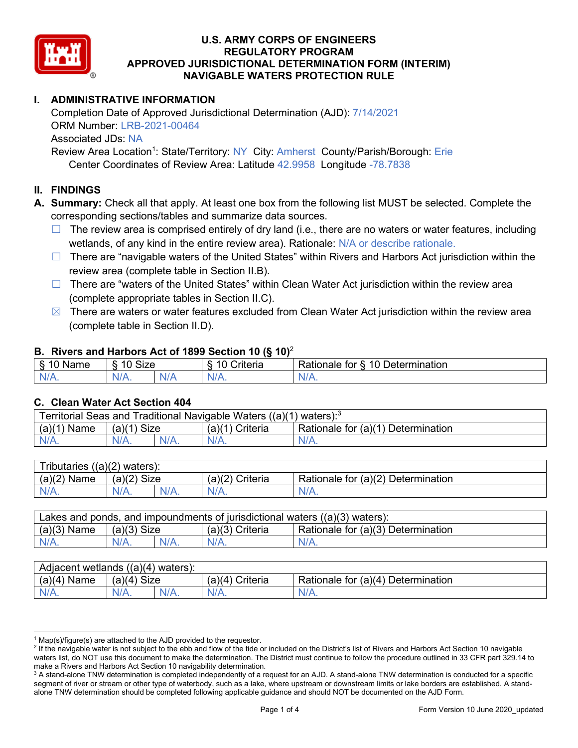# U.S. ARMY CORPS OF ENGINEERS
# REGULATORY PROGRAM
# APPROVED JURISDICTIONAL DETERMINATION FORM (INTERIM)
# NAVIGABLE WATERS PROTECTION RULE

## I. ADMINISTRATIVE INFORMATION

Completion Date of Approved Jurisdictional Determination (AJD): 7/14/2021
ORM Number: LRB-2021-00464
Associated JDs: NA
Review Area Location[1]: State/Territory: NY City: Amherst County/Parish/Borough: Erie
Center Coordinates of Review Area: Latitude 42.9958 Longitude -78.7838

## II. FINDINGS

**A. Summary:** Check all that apply. At least one box from the following list MUST be selected. Complete the corresponding sections/tables and summarize data sources.

- ☐ The review area is comprised entirely of dry land (i.e., there are no waters or water features, including wetlands, of any kind in the entire review area). Rationale: N/A or describe rationale.
- ☐ There are "navigable waters of the United States" within Rivers and Harbors Act jurisdiction within the review area (complete table in Section II.B).
- ☐ There are "waters of the United States" within Clean Water Act jurisdiction within the review area (complete appropriate tables in Section II.C).
- ☒ There are waters or water features excluded from Clean Water Act jurisdiction within the review area (complete table in Section II.D).

### B. Rivers and Harbors Act of 1899 Section 10 (§ 10)[2]

| § 10 Name | § 10 Size | | § 10 Criteria | Rationale for § 10 Determination |
|---|---|---|---|---|
| N/A. | N/A. | N/A | N/A. | N/A. |

### C. Clean Water Act Section 404

| Territorial Seas and Traditional Navigable Waters ((a)(1) waters):[3] | | | | |
|---|---|---|---|---|
| (a)(1) Name | (a)(1) Size | | (a)(1) Criteria | Rationale for (a)(1) Determination |
| N/A. | N/A. | N/A. | N/A. | N/A. |

| Tributaries ((a)(2) waters): | | | | |
|---|---|---|---|---|
| (a)(2) Name | (a)(2) Size | | (a)(2) Criteria | Rationale for (a)(2) Determination |
| N/A. | N/A. | N/A. | N/A. | N/A. |

| Lakes and ponds, and impoundments of jurisdictional waters ((a)(3) waters): | | | | |
|---|---|---|---|---|
| (a)(3) Name | (a)(3) Size | | (a)(3) Criteria | Rationale for (a)(3) Determination |
| N/A. | N/A. | N/A. | N/A. | N/A. |

| Adjacent wetlands ((a)(4) waters): | | | | |
|---|---|---|---|---|
| (a)(4) Name | (a)(4) Size | | (a)(4) Criteria | Rationale for (a)(4) Determination |
| N/A. | N/A. | N/A. | N/A. | N/A. |

---

[1] Map(s)/figure(s) are attached to the AJD provided to the requestor.

[2] If the navigable water is not subject to the ebb and flow of the tide or included on the District's list of Rivers and Harbors Act Section 10 navigable waters list, do NOT use this document to make the determination. The District must continue to follow the procedure outlined in 33 CFR part 329.14 to make a Rivers and Harbors Act Section 10 navigability determination.

[3] A stand-alone TNW determination is completed independently of a request for an AJD. A stand-alone TNW determination is conducted for a specific segment of river or stream or other type of waterbody, such as a lake, where upstream or downstream limits or lake borders are established. A stand-alone TNW determination should be completed following applicable guidance and should NOT be documented on the AJD Form.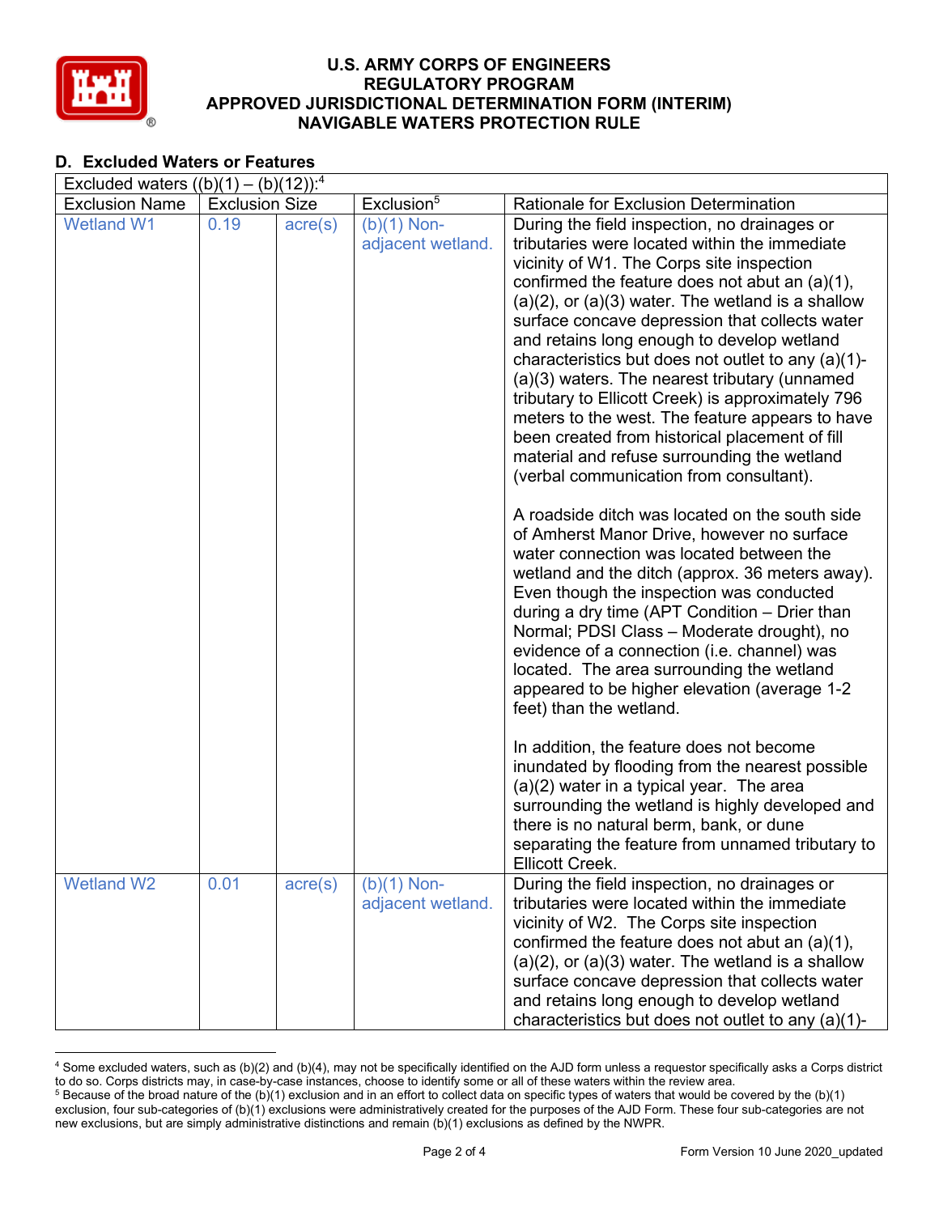## D. Excluded Waters or Features

Excluded waters ((b)(1) – (b)(12)):[4]

| Exclusion Name | Exclusion Size | | Exclusion[5] | Rationale for Exclusion Determination |
|---|---|---|---|---|
| Wetland W1 | 0.19 | acre(s) | (b)(1) Non-adjacent wetland. | During the field inspection, no drainages or tributaries were located within the immediate vicinity of W1. The Corps site inspection confirmed the feature does not abut an (a)(1), (a)(2), or (a)(3) water. The wetland is a shallow surface concave depression that collects water and retains long enough to develop wetland characteristics but does not outlet to any (a)(1)-(a)(3) waters. The nearest tributary (unnamed tributary to Ellicott Creek) is approximately 796 meters to the west. The feature appears to have been created from historical placement of fill material and refuse surrounding the wetland (verbal communication from consultant).<br><br>A roadside ditch was located on the south side of Amherst Manor Drive, however no surface water connection was located between the wetland and the ditch (approx. 36 meters away). Even though the inspection was conducted during a dry time (APT Condition – Drier than Normal; PDSI Class – Moderate drought), no evidence of a connection (i.e. channel) was located. The area surrounding the wetland appeared to be higher elevation (average 1-2 feet) than the wetland.<br><br>In addition, the feature does not become inundated by flooding from the nearest possible (a)(2) water in a typical year. The area surrounding the wetland is highly developed and there is no natural berm, bank, or dune separating the feature from unnamed tributary to Ellicott Creek. |
| Wetland W2 | 0.01 | acre(s) | (b)(1) Non-adjacent wetland. | During the field inspection, no drainages or tributaries were located within the immediate vicinity of W2. The Corps site inspection confirmed the feature does not abut an (a)(1), (a)(2), or (a)(3) water. The wetland is a shallow surface concave depression that collects water and retains long enough to develop wetland characteristics but does not outlet to any (a)(1)- |

[4] Some excluded waters, such as (b)(2) and (b)(4), may not be specifically identified on the AJD form unless a requestor specifically asks a Corps district to do so. Corps districts may, in case-by-case instances, choose to identify some or all of these waters within the review area.

[5] Because of the broad nature of the (b)(1) exclusion and in an effort to collect data on specific types of waters that would be covered by the (b)(1) exclusion, four sub-categories of (b)(1) exclusions were administratively created for the purposes of the AJD Form. These four sub-categories are not new exclusions, but are simply administrative distinctions and remain (b)(1) exclusions as defined by the NWPR.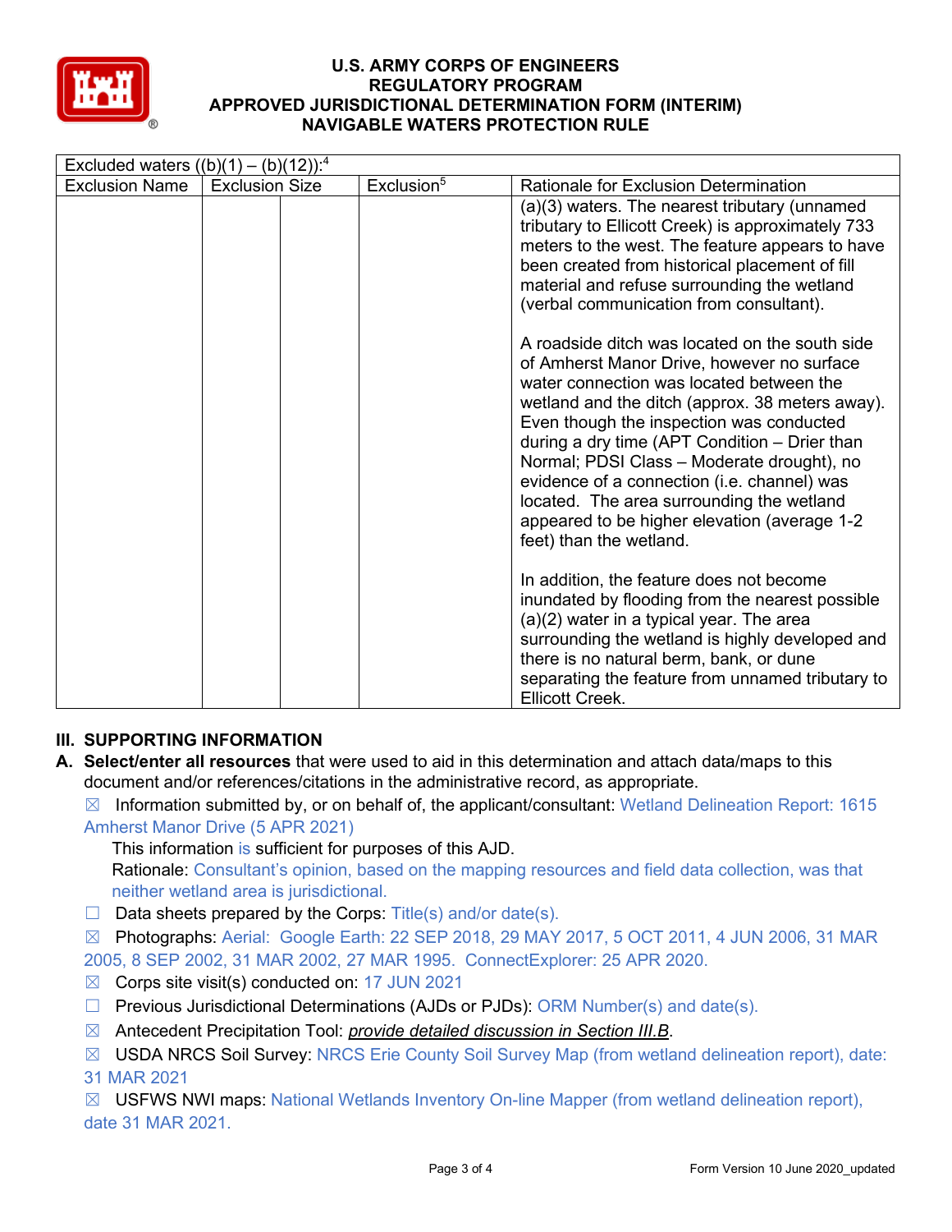| Excluded waters ((b)(1) – (b)(12)):[4] | | | | |
|---|---|---|---|---|
| Exclusion Name | Exclusion Size | | Exclusion[5] | Rationale for Exclusion Determination |
| | | | | (a)(3) waters. The nearest tributary (unnamed tributary to Ellicott Creek) is approximately 733 meters to the west. The feature appears to have been created from historical placement of fill material and refuse surrounding the wetland (verbal communication from consultant).<br><br>A roadside ditch was located on the south side of Amherst Manor Drive, however no surface water connection was located between the wetland and the ditch (approx. 38 meters away). Even though the inspection was conducted during a dry time (APT Condition – Drier than Normal; PDSI Class – Moderate drought), no evidence of a connection (i.e. channel) was located. The area surrounding the wetland appeared to be higher elevation (average 1-2 feet) than the wetland.<br><br>In addition, the feature does not become inundated by flooding from the nearest possible (a)(2) water in a typical year. The area surrounding the wetland is highly developed and there is no natural berm, bank, or dune separating the feature from unnamed tributary to Ellicott Creek. |

## III. SUPPORTING INFORMATION

**A. Select/enter all resources** that were used to aid in this determination and attach data/maps to this document and/or references/citations in the administrative record, as appropriate.

☒ Information submitted by, or on behalf of, the applicant/consultant: Wetland Delineation Report: 1615 Amherst Manor Drive (5 APR 2021)

This information is sufficient for purposes of this AJD.
Rationale: Consultant's opinion, based on the mapping resources and field data collection, was that neither wetland area is jurisdictional.

☐ Data sheets prepared by the Corps: Title(s) and/or date(s).

☒ Photographs: Aerial: Google Earth: 22 SEP 2018, 29 MAY 2017, 5 OCT 2011, 4 JUN 2006, 31 MAR 2005, 8 SEP 2002, 31 MAR 2002, 27 MAR 1995. ConnectExplorer: 25 APR 2020.

☒ Corps site visit(s) conducted on: 17 JUN 2021

☐ Previous Jurisdictional Determinations (AJDs or PJDs): ORM Number(s) and date(s).

☒ Antecedent Precipitation Tool: *provide detailed discussion in Section III.B*.

☒ USDA NRCS Soil Survey: NRCS Erie County Soil Survey Map (from wetland delineation report), date: 31 MAR 2021

☒ USFWS NWI maps: National Wetlands Inventory On-line Mapper (from wetland delineation report), date 31 MAR 2021.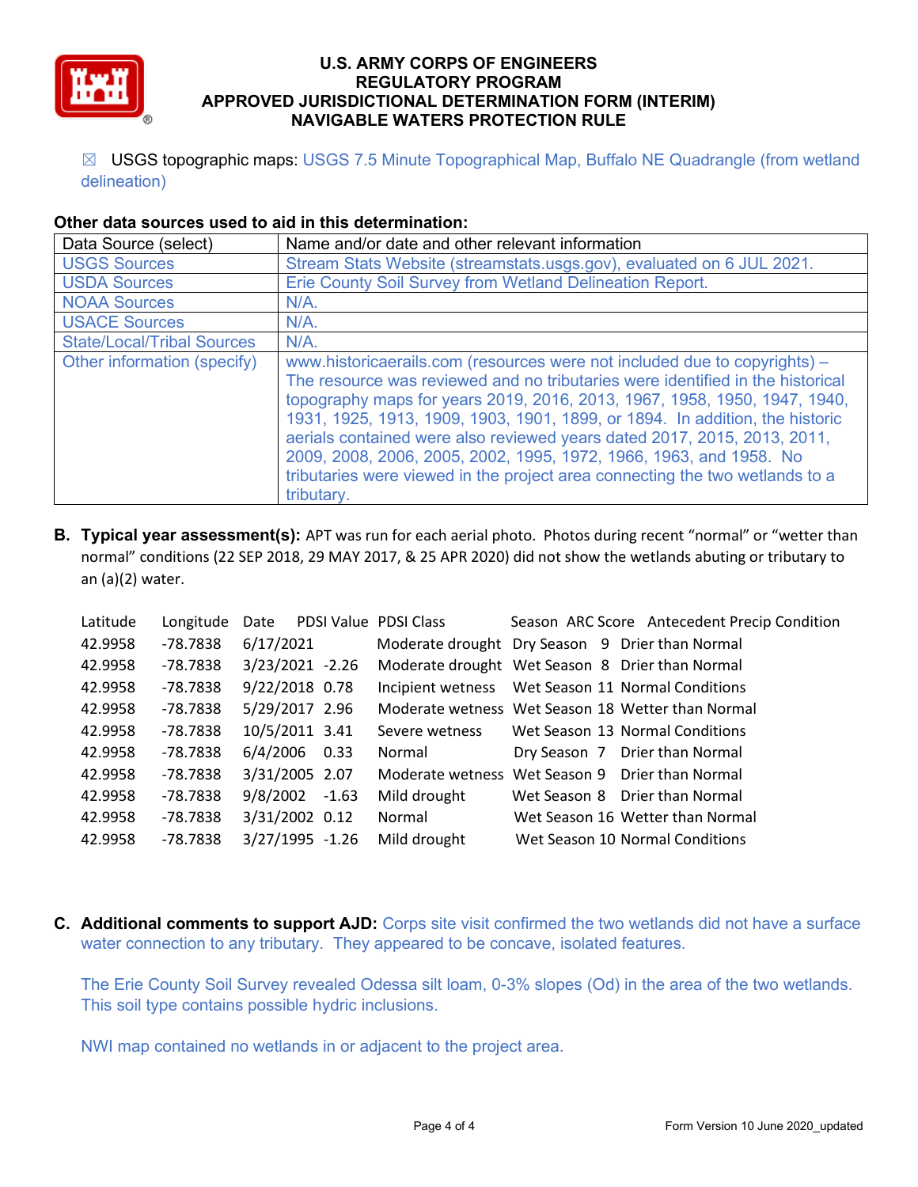☒ USGS topographic maps: USGS 7.5 Minute Topographical Map, Buffalo NE Quadrangle (from wetland delineation)

**Other data sources used to aid in this determination:**

| Data Source (select) | Name and/or date and other relevant information |
|---|---|
| USGS Sources | Stream Stats Website (streamstats.usgs.gov), evaluated on 6 JUL 2021. |
| USDA Sources | Erie County Soil Survey from Wetland Delineation Report. |
| NOAA Sources | N/A. |
| USACE Sources | N/A. |
| State/Local/Tribal Sources | N/A. |
| Other information (specify) | www.historicaerails.com (resources were not included due to copyrights) – The resource was reviewed and no tributaries were identified in the historical topography maps for years 2019, 2016, 2013, 1967, 1958, 1950, 1947, 1940, 1931, 1925, 1913, 1909, 1903, 1901, 1899, or 1894. In addition, the historic aerials contained were also reviewed years dated 2017, 2015, 2013, 2011, 2009, 2008, 2006, 2005, 2002, 1995, 1972, 1966, 1963, and 1958. No tributaries were viewed in the project area connecting the two wetlands to a tributary. |

**B. Typical year assessment(s):** APT was run for each aerial photo. Photos during recent "normal" or "wetter than normal" conditions (22 SEP 2018, 29 MAY 2017, & 25 APR 2020) did not show the wetlands abuting or tributary to an (a)(2) water.

| Latitude | Longitude | Date | PDSI Value | PDSI Class | Season | ARC Score | Antecedent Precip Condition |
|---|---|---|---|---|---|---|---|
| 42.9958 | -78.7838 | 6/17/2021 | | Moderate drought | Dry Season | 9 | Drier than Normal |
| 42.9958 | -78.7838 | 3/23/2021 | -2.26 | Moderate drought | Wet Season | 8 | Drier than Normal |
| 42.9958 | -78.7838 | 9/22/2018 | 0.78 | Incipient wetness | Wet Season | 11 | Normal Conditions |
| 42.9958 | -78.7838 | 5/29/2017 | 2.96 | Moderate wetness | Wet Season | 18 | Wetter than Normal |
| 42.9958 | -78.7838 | 10/5/2011 | 3.41 | Severe wetness | Wet Season | 13 | Normal Conditions |
| 42.9958 | -78.7838 | 6/4/2006 | 0.33 | Normal | Dry Season | 7 | Drier than Normal |
| 42.9958 | -78.7838 | 3/31/2005 | 2.07 | Moderate wetness | Wet Season | 9 | Drier than Normal |
| 42.9958 | -78.7838 | 9/8/2002 | -1.63 | Mild drought | Wet Season | 8 | Drier than Normal |
| 42.9958 | -78.7838 | 3/31/2002 | 0.12 | Normal | Wet Season | 16 | Wetter than Normal |
| 42.9958 | -78.7838 | 3/27/1995 | -1.26 | Mild drought | Wet Season | 10 | Normal Conditions |

**C. Additional comments to support AJD:** Corps site visit confirmed the two wetlands did not have a surface water connection to any tributary. They appeared to be concave, isolated features.

The Erie County Soil Survey revealed Odessa silt loam, 0-3% slopes (Od) in the area of the two wetlands. This soil type contains possible hydric inclusions.

NWI map contained no wetlands in or adjacent to the project area.